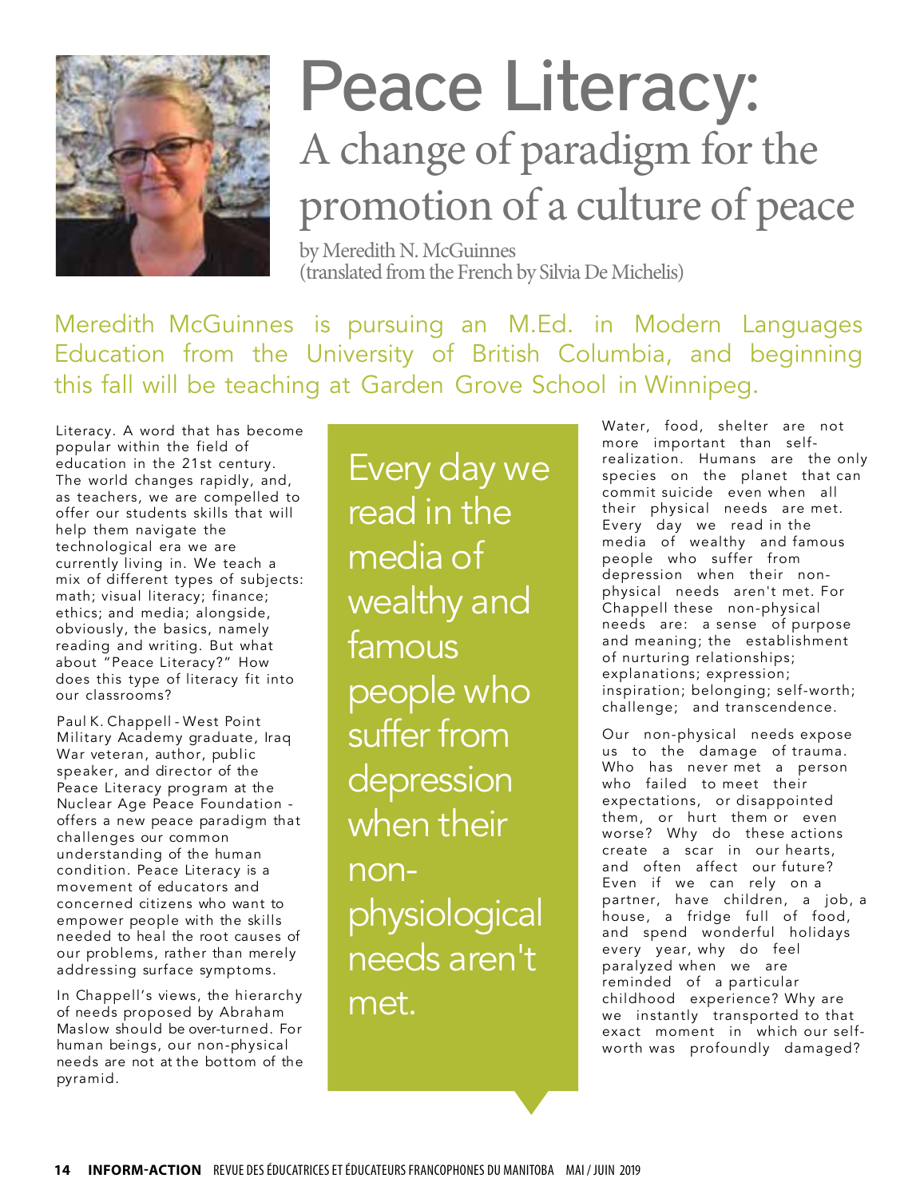# Peace Literacy:

## A change of paradigm for the promotion of a culture of peace

by Meredith N. McGuinnes
(translated from the French by Silvia De Michelis)

Meredith McGuinnes is pursuing an M.Ed. in Modern Languages Education from the University of British Columbia, and beginning this fall will be teaching at Garden Grove School in Winnipeg.

Literacy. A word that has become popular within the field of education in the 21st century. The world changes rapidly, and, as teachers, we are compelled to offer our students skills that will help them navigate the technological era we are currently living in. We teach a mix of different types of subjects: math; visual literacy; finance; ethics; and media; alongside, obviously, the basics, namely reading and writing. But what about "Peace Literacy?" How does this type of literacy fit into our classrooms?

Paul K. Chappell - West Point Military Academy graduate, Iraq War veteran, author, public speaker, and director of the Peace Literacy program at the Nuclear Age Peace Foundation - offers a new peace paradigm that challenges our common understanding of the human condition. Peace Literacy is a movement of educators and concerned citizens who want to empower people with the skills needed to heal the root causes of our problems, rather than merely addressing surface symptoms.

In Chappell's views, the hierarchy of needs proposed by Abraham Maslow should be over-turned. For human beings, our non-physical needs are not at the bottom of the pyramid.

> Every day we read in the media of wealthy and famous people who suffer from depression when their non-physiological needs aren't met.

Water, food, shelter are not more important than self-realization. Humans are the only species on the planet that can commit suicide even when all their physical needs are met. Every day we read in the media of wealthy and famous people who suffer from depression when their non-physical needs aren't met. For Chappell these non-physical needs are: a sense of purpose and meaning; the establishment of nurturing relationships; explanations; expression; inspiration; belonging; self-worth; challenge; and transcendence.

Our non-physical needs expose us to the damage of trauma. Who has never met a person who failed to meet their expectations, or disappointed them, or hurt them or even worse? Why do these actions create a scar in our hearts, and often affect our future? Even if we can rely on a partner, have children, a job, a house, a fridge full of food, and spend wonderful holidays every year, why do feel paralyzed when we are reminded of a particular childhood experience? Why are we instantly transported to that exact moment in which our self-worth was profoundly damaged?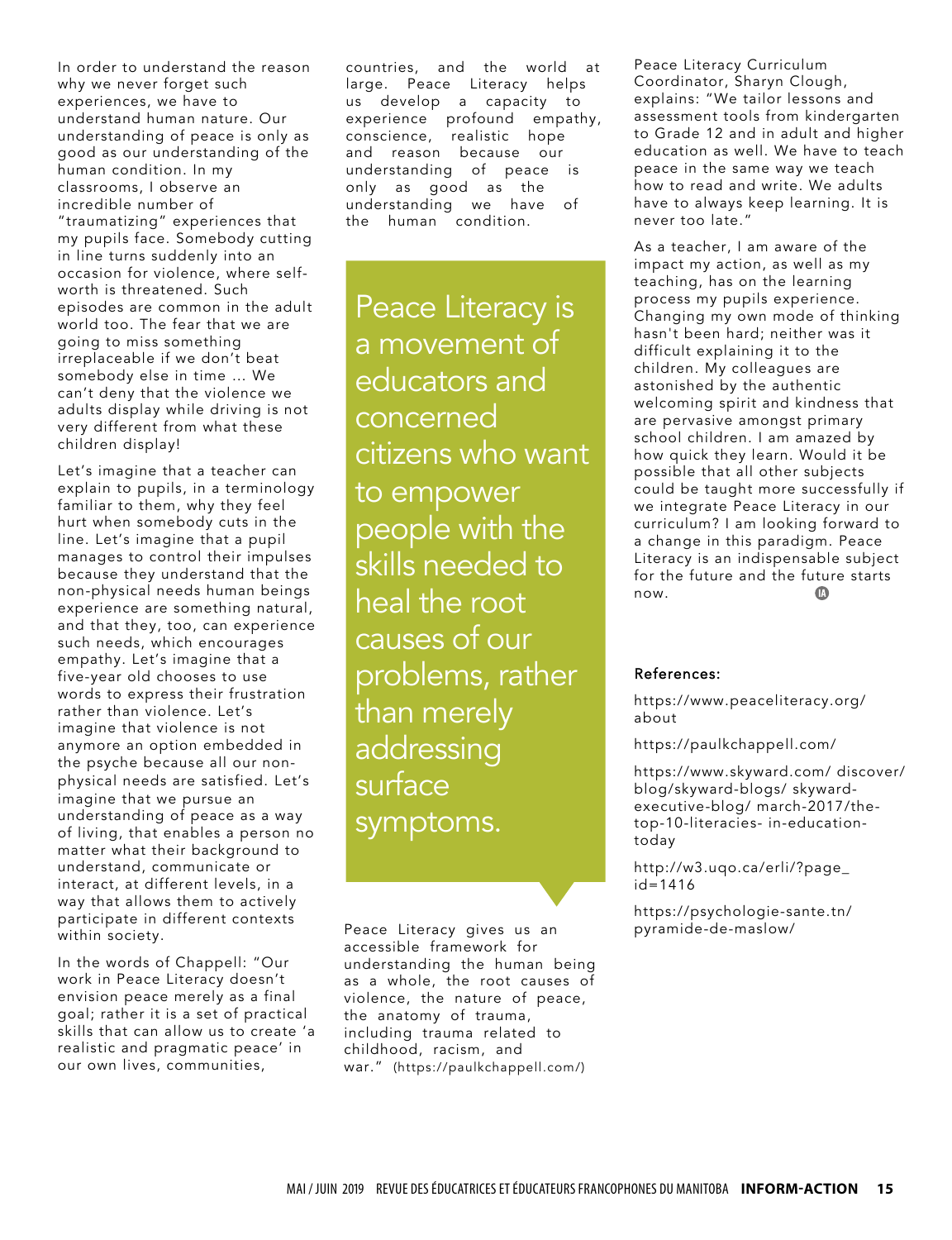In order to understand the reason why we never forget such experiences, we have to understand human nature. Our understanding of peace is only as good as our understanding of the human condition. In my classrooms, I observe an incredible number of "traumatizing" experiences that my pupils face. Somebody cutting in line turns suddenly into an occasion for violence, where self-worth is threatened. Such episodes are common in the adult world too. The fear that we are going to miss something irreplaceable if we don't beat somebody else in time ... We can't deny that the violence we adults display while driving is not very different from what these children display!

Let's imagine that a teacher can explain to pupils, in a terminology familiar to them, why they feel hurt when somebody cuts in the line. Let's imagine that a pupil manages to control their impulses because they understand that the non-physical needs human beings experience are something natural, and that they, too, can experience such needs, which encourages empathy. Let's imagine that a five-year old chooses to use words to express their frustration rather than violence. Let's imagine that violence is not anymore an option embedded in the psyche because all our non-physical needs are satisfied. Let's imagine that we pursue an understanding of peace as a way of living, that enables a person no matter what their background to understand, communicate or interact, at different levels, in a way that allows them to actively participate in different contexts within society.

In the words of Chappell: "Our work in Peace Literacy doesn't envision peace merely as a final goal; rather it is a set of practical skills that can allow us to create 'a realistic and pragmatic peace' in our own lives, communities, countries, and the world at large. Peace Literacy helps us develop a capacity to experience profound empathy, conscience, realistic hope and reason because our understanding of peace is only as good as the understanding we have of the human condition.

Peace Literacy is a movement of educators and concerned citizens who want to empower people with the skills needed to heal the root causes of our problems, rather than merely addressing surface symptoms.

Peace Literacy gives us an accessible framework for understanding the human being as a whole, the root causes of violence, the nature of peace, the anatomy of trauma, including trauma related to childhood, racism, and war." (https://paulkchappell.com/)

Peace Literacy Curriculum Coordinator, Sharyn Clough, explains: "We tailor lessons and assessment tools from kindergarten to Grade 12 and in adult and higher education as well. We have to teach peace in the same way we teach how to read and write. We adults have to always keep learning. It is never too late."

As a teacher, I am aware of the impact my action, as well as my teaching, has on the learning process my pupils experience. Changing my own mode of thinking hasn't been hard; neither was it difficult explaining it to the children. My colleagues are astonished by the authentic welcoming spirit and kindness that are pervasive amongst primary school children. I am amazed by how quick they learn. Would it be possible that all other subjects could be taught more successfully if we integrate Peace Literacy in our curriculum? I am looking forward to a change in this paradigm. Peace Literacy is an indispensable subject for the future and the future starts now.

#### References:

https://www.peaceliteracy.org/about

https://paulkchappell.com/

https://www.skyward.com/ discover/blog/skyward-blogs/ skyward-executive-blog/ march-2017/the-top-10-literacies- in-education-today

http://w3.uqo.ca/erli/?page_id=1416

https://psychologie-sante.tn/pyramide-de-maslow/